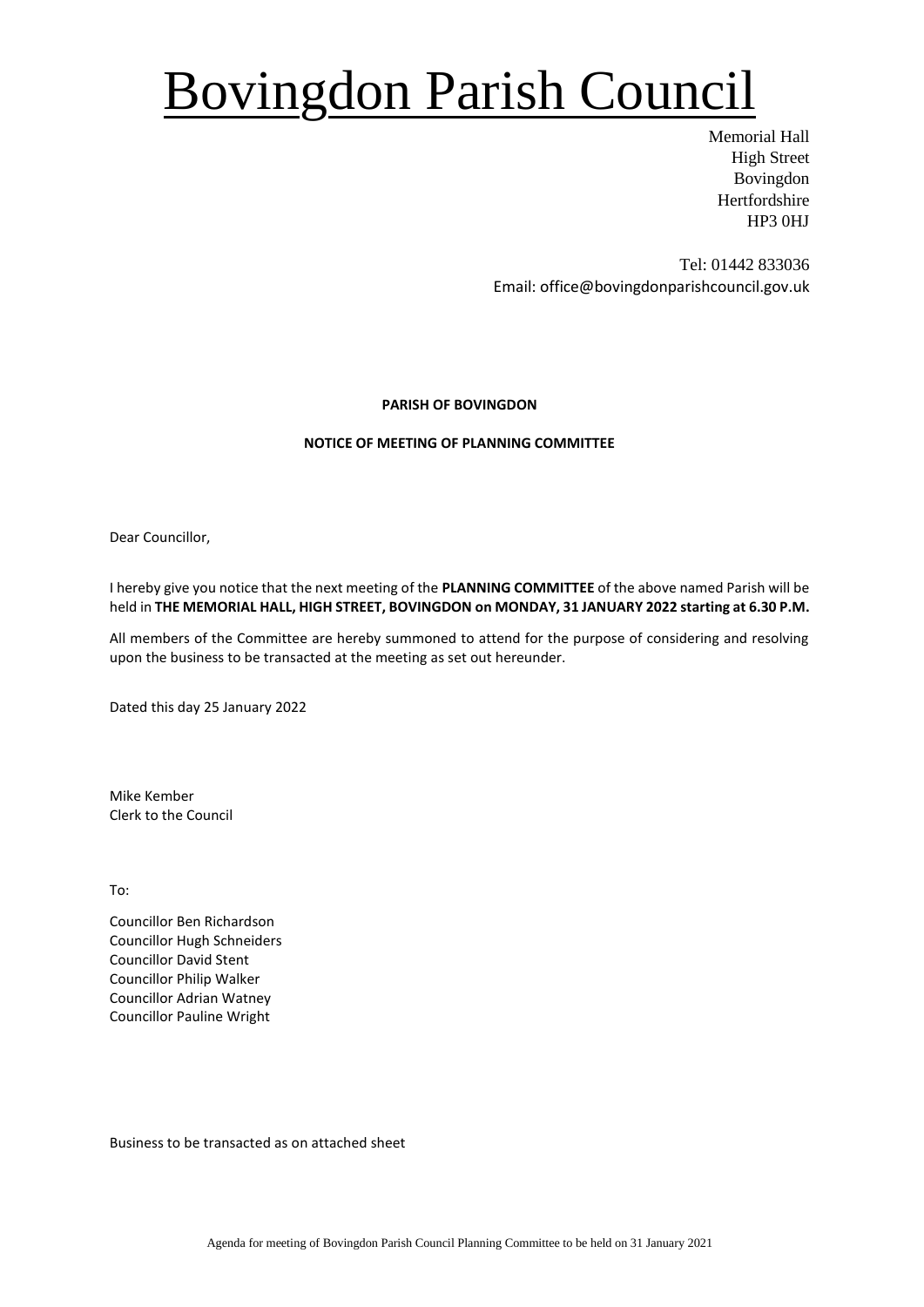# Bovingdon Parish Council

Memorial Hall
High Street
Bovingdon
Hertfordshire
HP3 0HJ

Tel: 01442 833036
Email: office@bovingdonparishcouncil.gov.uk

**PARISH OF BOVINGDON**

**NOTICE OF MEETING OF PLANNING COMMITTEE**

Dear Councillor,

I hereby give you notice that the next meeting of the **PLANNING COMMITTEE** of the above named Parish will be held in **THE MEMORIAL HALL, HIGH STREET, BOVINGDON on MONDAY, 31 JANUARY 2022 starting at 6.30 P.M.**

All members of the Committee are hereby summoned to attend for the purpose of considering and resolving upon the business to be transacted at the meeting as set out hereunder.

Dated this day 25 January 2022

Mike Kember
Clerk to the Council

To:

Councillor Ben Richardson
Councillor Hugh Schneiders
Councillor David Stent
Councillor Philip Walker
Councillor Adrian Watney
Councillor Pauline Wright

Business to be transacted as on attached sheet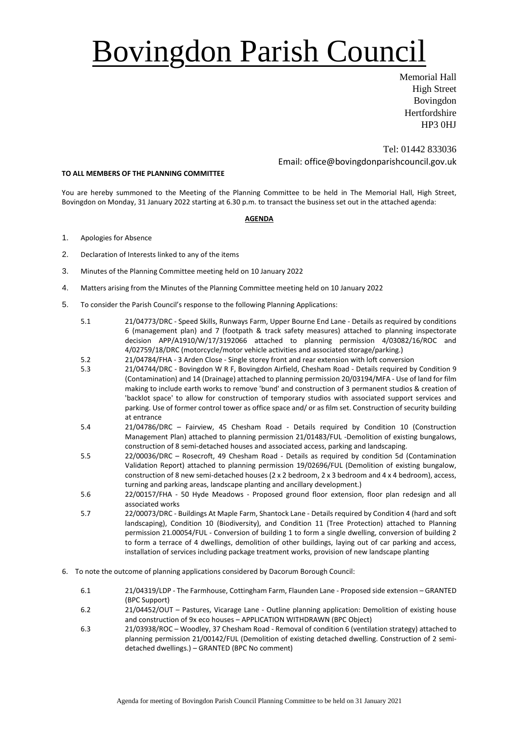# Bovingdon Parish Council

Memorial Hall
High Street
Bovingdon
Hertfordshire
HP3 0HJ

Tel: 01442 833036
Email: office@bovingdonparishcouncil.gov.uk

**TO ALL MEMBERS OF THE PLANNING COMMITTEE**

You are hereby summoned to the Meeting of the Planning Committee to be held in The Memorial Hall, High Street, Bovingdon on Monday, 31 January 2022 starting at 6.30 p.m. to transact the business set out in the attached agenda:

**AGENDA**

1. Apologies for Absence
2. Declaration of Interests linked to any of the items
3. Minutes of the Planning Committee meeting held on 10 January 2022
4. Matters arising from the Minutes of the Planning Committee meeting held on 10 January 2022
5. To consider the Parish Council's response to the following Planning Applications:

   5.1 21/04773/DRC - Speed Skills, Runways Farm, Upper Bourne End Lane - Details as required by conditions 6 (management plan) and 7 (footpath & track safety measures) attached to planning inspectorate decision APP/A1910/W/17/3192066 attached to planning permission 4/03082/16/ROC and 4/02759/18/DRC (motorcycle/motor vehicle activities and associated storage/parking.)

   5.2 21/04784/FHA - 3 Arden Close - Single storey front and rear extension with loft conversion

   5.3 21/04744/DRC - Bovingdon W R F, Bovingdon Airfield, Chesham Road - Details required by Condition 9 (Contamination) and 14 (Drainage) attached to planning permission 20/03194/MFA - Use of land for film making to include earth works to remove 'bund' and construction of 3 permanent studios & creation of 'backlot space' to allow for construction of temporary studios with associated support services and parking. Use of former control tower as office space and/ or as film set. Construction of security building at entrance

   5.4 21/04786/DRC – Fairview, 45 Chesham Road - Details required by Condition 10 (Construction Management Plan) attached to planning permission 21/01483/FUL -Demolition of existing bungalows, construction of 8 semi-detached houses and associated access, parking and landscaping.

   5.5 22/00036/DRC – Rosecroft, 49 Chesham Road - Details as required by condition 5d (Contamination Validation Report) attached to planning permission 19/02696/FUL (Demolition of existing bungalow, construction of 8 new semi-detached houses (2 x 2 bedroom, 2 x 3 bedroom and 4 x 4 bedroom), access, turning and parking areas, landscape planting and ancillary development.)

   5.6 22/00157/FHA - 50 Hyde Meadows - Proposed ground floor extension, floor plan redesign and all associated works

   5.7 22/00073/DRC - Buildings At Maple Farm, Shantock Lane - Details required by Condition 4 (hard and soft landscaping), Condition 10 (Biodiversity), and Condition 11 (Tree Protection) attached to Planning permission 21.00054/FUL - Conversion of building 1 to form a single dwelling, conversion of building 2 to form a terrace of 4 dwellings, demolition of other buildings, laying out of car parking and access, installation of services including package treatment works, provision of new landscape planting

6. To note the outcome of planning applications considered by Dacorum Borough Council:

   6.1 21/04319/LDP - The Farmhouse, Cottingham Farm, Flaunden Lane - Proposed side extension – GRANTED (BPC Support)

   6.2 21/04452/OUT – Pastures, Vicarage Lane - Outline planning application: Demolition of existing house and construction of 9x eco houses – APPLICATION WITHDRAWN (BPC Object)

   6.3 21/03938/ROC – Woodley, 37 Chesham Road - Removal of condition 6 (ventilation strategy) attached to planning permission 21/00142/FUL (Demolition of existing detached dwelling. Construction of 2 semi-detached dwellings.) – GRANTED (BPC No comment)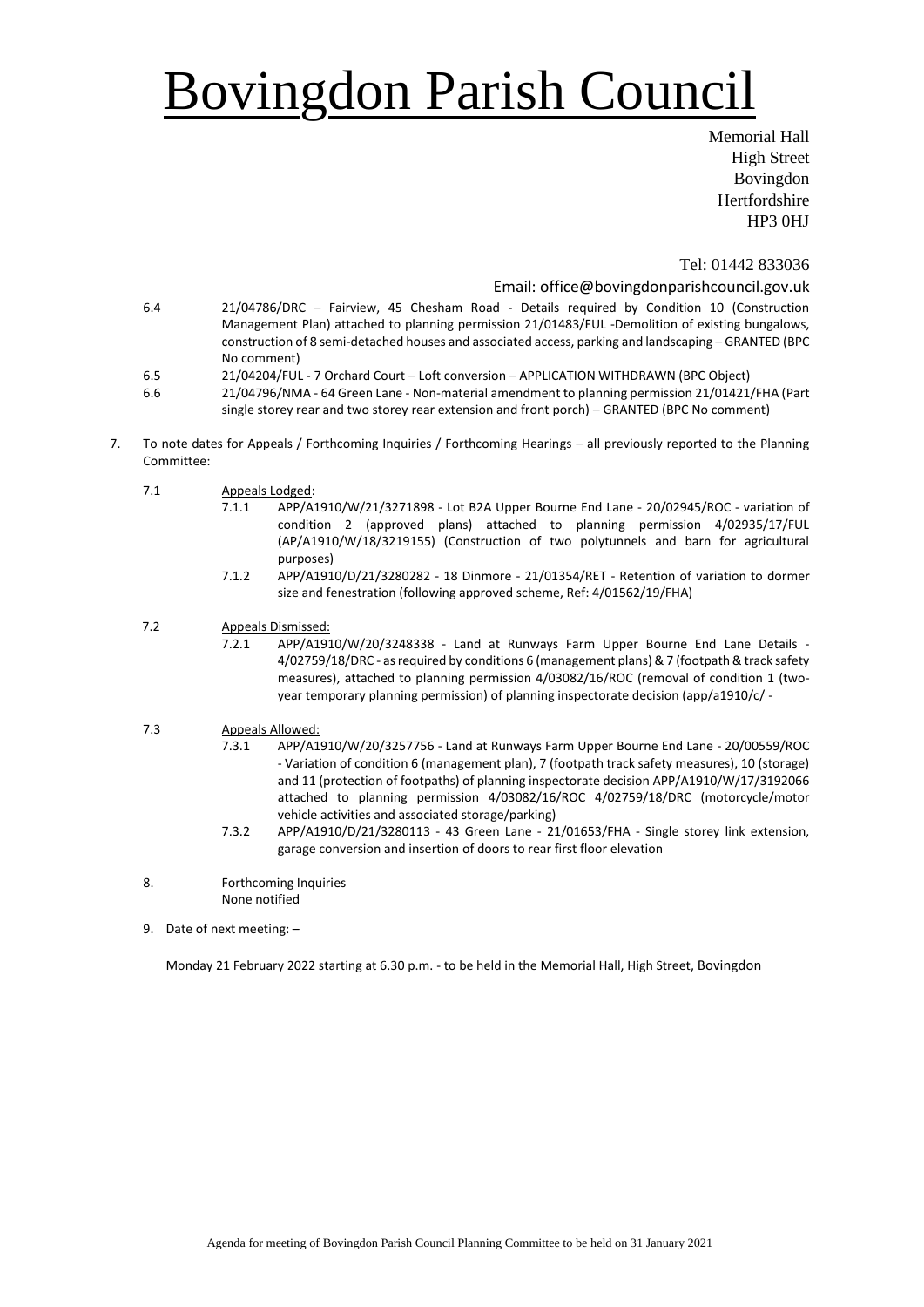# Bovingdon Parish Council

Memorial Hall
High Street
Bovingdon
Hertfordshire
HP3 0HJ

Tel: 01442 833036

Email: office@bovingdonparishcouncil.gov.uk

6.4 21/04786/DRC – Fairview, 45 Chesham Road - Details required by Condition 10 (Construction Management Plan) attached to planning permission 21/01483/FUL -Demolition of existing bungalows, construction of 8 semi-detached houses and associated access, parking and landscaping – GRANTED (BPC No comment)

6.5 21/04204/FUL - 7 Orchard Court – Loft conversion – APPLICATION WITHDRAWN (BPC Object)

6.6 21/04796/NMA - 64 Green Lane - Non-material amendment to planning permission 21/01421/FHA (Part single storey rear and two storey rear extension and front porch) – GRANTED (BPC No comment)

7. To note dates for Appeals / Forthcoming Inquiries / Forthcoming Hearings – all previously reported to the Planning Committee:

7.1 Appeals Lodged:

7.1.1 APP/A1910/W/21/3271898 - Lot B2A Upper Bourne End Lane - 20/02945/ROC - variation of condition 2 (approved plans) attached to planning permission 4/02935/17/FUL (AP/A1910/W/18/3219155) (Construction of two polytunnels and barn for agricultural purposes)

7.1.2 APP/A1910/D/21/3280282 - 18 Dinmore - 21/01354/RET - Retention of variation to dormer size and fenestration (following approved scheme, Ref: 4/01562/19/FHA)

7.2 Appeals Dismissed:

7.2.1 APP/A1910/W/20/3248338 - Land at Runways Farm Upper Bourne End Lane Details - 4/02759/18/DRC - as required by conditions 6 (management plans) & 7 (footpath & track safety measures), attached to planning permission 4/03082/16/ROC (removal of condition 1 (two-year temporary planning permission) of planning inspectorate decision (app/a1910/c/ -

7.3 Appeals Allowed:

7.3.1 APP/A1910/W/20/3257756 - Land at Runways Farm Upper Bourne End Lane - 20/00559/ROC - Variation of condition 6 (management plan), 7 (footpath track safety measures), 10 (storage) and 11 (protection of footpaths) of planning inspectorate decision APP/A1910/W/17/3192066 attached to planning permission 4/03082/16/ROC 4/02759/18/DRC (motorcycle/motor vehicle activities and associated storage/parking)

7.3.2 APP/A1910/D/21/3280113 - 43 Green Lane - 21/01653/FHA - Single storey link extension, garage conversion and insertion of doors to rear first floor elevation

8. Forthcoming Inquiries
None notified

9. Date of next meeting: –

Monday 21 February 2022 starting at 6.30 p.m. - to be held in the Memorial Hall, High Street, Bovingdon